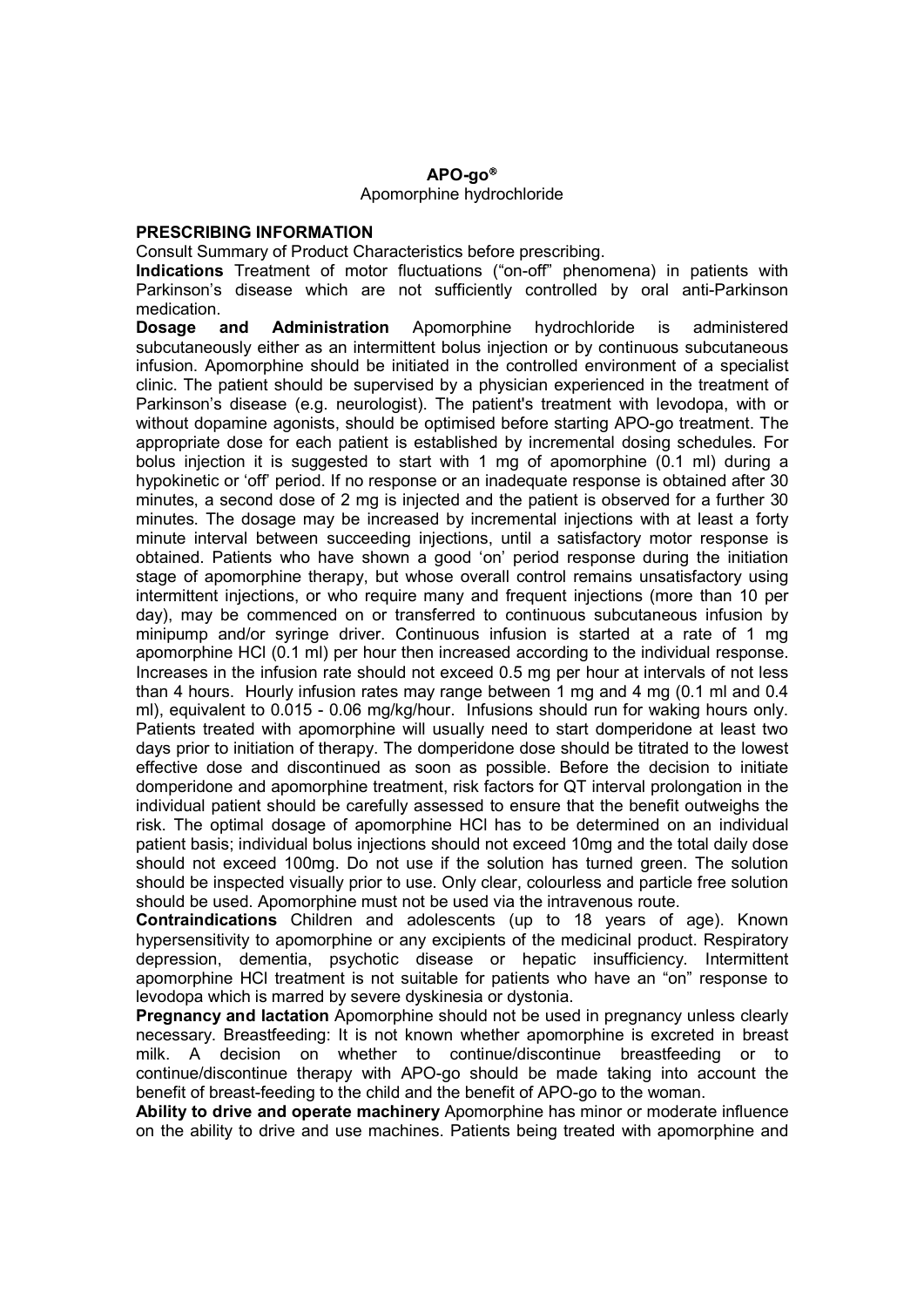**APO-go®**

Apomorphine hydrochloride

**PRESCRIBING INFORMATION**

Consult Summary of Product Characteristics before prescribing.

**Indications** Treatment of motor fluctuations ("on-off" phenomena) in patients with Parkinson's disease which are not sufficiently controlled by oral anti-Parkinson medication.

**Dosage and Administration** Apomorphine hydrochloride is administered subcutaneously either as an intermittent bolus injection or by continuous subcutaneous infusion. Apomorphine should be initiated in the controlled environment of a specialist clinic. The patient should be supervised by a physician experienced in the treatment of Parkinson's disease (e.g. neurologist). The patient's treatment with levodopa, with or without dopamine agonists, should be optimised before starting APO-go treatment. The appropriate dose for each patient is established by incremental dosing schedules. For bolus injection it is suggested to start with 1 mg of apomorphine (0.1 ml) during a hypokinetic or 'off' period. If no response or an inadequate response is obtained after 30 minutes, a second dose of 2 mg is injected and the patient is observed for a further 30 minutes. The dosage may be increased by incremental injections with at least a forty minute interval between succeeding injections, until a satisfactory motor response is obtained. Patients who have shown a good 'on' period response during the initiation stage of apomorphine therapy, but whose overall control remains unsatisfactory using intermittent injections, or who require many and frequent injections (more than 10 per day), may be commenced on or transferred to continuous subcutaneous infusion by minipump and/or syringe driver. Continuous infusion is started at a rate of 1 mg apomorphine HCl (0.1 ml) per hour then increased according to the individual response. Increases in the infusion rate should not exceed 0.5 mg per hour at intervals of not less than 4 hours. Hourly infusion rates may range between 1 mg and 4 mg (0.1 ml and 0.4 ml), equivalent to 0.015 - 0.06 mg/kg/hour. Infusions should run for waking hours only. Patients treated with apomorphine will usually need to start domperidone at least two days prior to initiation of therapy. The domperidone dose should be titrated to the lowest effective dose and discontinued as soon as possible. Before the decision to initiate domperidone and apomorphine treatment, risk factors for QT interval prolongation in the individual patient should be carefully assessed to ensure that the benefit outweighs the risk. The optimal dosage of apomorphine HCl has to be determined on an individual patient basis; individual bolus injections should not exceed 10mg and the total daily dose should not exceed 100mg. Do not use if the solution has turned green. The solution should be inspected visually prior to use. Only clear, colourless and particle free solution should be used. Apomorphine must not be used via the intravenous route.

**Contraindications** Children and adolescents (up to 18 years of age). Known hypersensitivity to apomorphine or any excipients of the medicinal product. Respiratory depression, dementia, psychotic disease or hepatic insufficiency. Intermittent apomorphine HCl treatment is not suitable for patients who have an "on" response to levodopa which is marred by severe dyskinesia or dystonia.

**Pregnancy and lactation** Apomorphine should not be used in pregnancy unless clearly necessary. Breastfeeding: It is not known whether apomorphine is excreted in breast milk. A decision on whether to continue/discontinue breastfeeding or to continue/discontinue therapy with APO-go should be made taking into account the benefit of breast-feeding to the child and the benefit of APO-go to the woman.

**Ability to drive and operate machinery** Apomorphine has minor or moderate influence on the ability to drive and use machines. Patients being treated with apomorphine and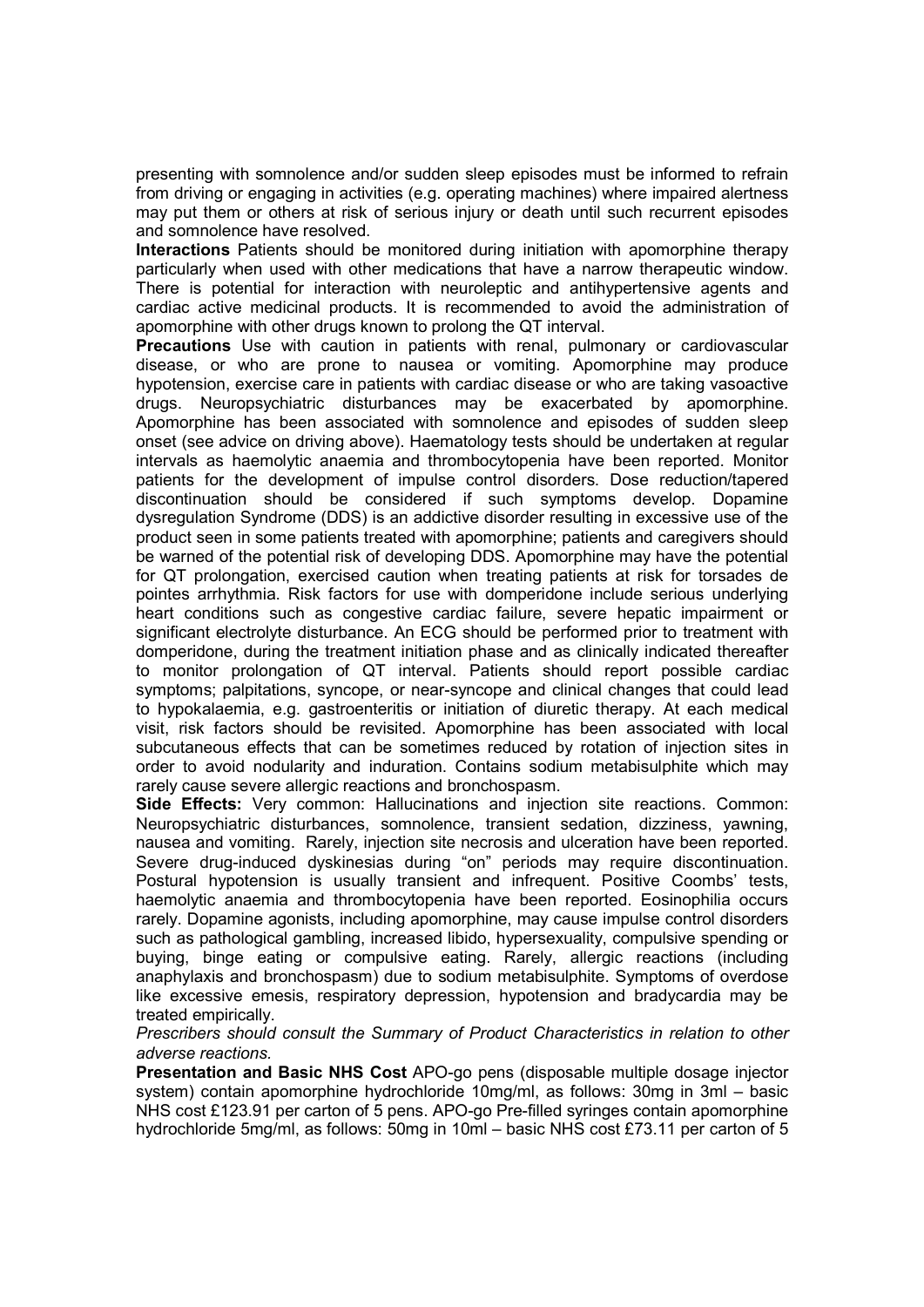presenting with somnolence and/or sudden sleep episodes must be informed to refrain from driving or engaging in activities (e.g. operating machines) where impaired alertness may put them or others at risk of serious injury or death until such recurrent episodes and somnolence have resolved.

**Interactions** Patients should be monitored during initiation with apomorphine therapy particularly when used with other medications that have a narrow therapeutic window. There is potential for interaction with neuroleptic and antihypertensive agents and cardiac active medicinal products. It is recommended to avoid the administration of apomorphine with other drugs known to prolong the QT interval.

**Precautions** Use with caution in patients with renal, pulmonary or cardiovascular disease, or who are prone to nausea or vomiting. Apomorphine may produce hypotension, exercise care in patients with cardiac disease or who are taking vasoactive drugs. Neuropsychiatric disturbances may be exacerbated by apomorphine. Apomorphine has been associated with somnolence and episodes of sudden sleep onset (see advice on driving above). Haematology tests should be undertaken at regular intervals as haemolytic anaemia and thrombocytopenia have been reported. Monitor patients for the development of impulse control disorders. Dose reduction/tapered discontinuation should be considered if such symptoms develop. Dopamine dysregulation Syndrome (DDS) is an addictive disorder resulting in excessive use of the product seen in some patients treated with apomorphine; patients and caregivers should be warned of the potential risk of developing DDS. Apomorphine may have the potential for QT prolongation, exercised caution when treating patients at risk for torsades de pointes arrhythmia. Risk factors for use with domperidone include serious underlying heart conditions such as congestive cardiac failure, severe hepatic impairment or significant electrolyte disturbance. An ECG should be performed prior to treatment with domperidone, during the treatment initiation phase and as clinically indicated thereafter to monitor prolongation of QT interval. Patients should report possible cardiac symptoms; palpitations, syncope, or near-syncope and clinical changes that could lead to hypokalaemia, e.g. gastroenteritis or initiation of diuretic therapy. At each medical visit, risk factors should be revisited. Apomorphine has been associated with local subcutaneous effects that can be sometimes reduced by rotation of injection sites in order to avoid nodularity and induration. Contains sodium metabisulphite which may rarely cause severe allergic reactions and bronchospasm.

**Side Effects:** Very common: Hallucinations and injection site reactions. Common: Neuropsychiatric disturbances, somnolence, transient sedation, dizziness, yawning, nausea and vomiting. Rarely, injection site necrosis and ulceration have been reported. Severe drug-induced dyskinesias during "on" periods may require discontinuation. Postural hypotension is usually transient and infrequent. Positive Coombs' tests, haemolytic anaemia and thrombocytopenia have been reported. Eosinophilia occurs rarely. Dopamine agonists, including apomorphine, may cause impulse control disorders such as pathological gambling, increased libido, hypersexuality, compulsive spending or buying, binge eating or compulsive eating. Rarely, allergic reactions (including anaphylaxis and bronchospasm) due to sodium metabisulphite. Symptoms of overdose like excessive emesis, respiratory depression, hypotension and bradycardia may be treated empirically.

*Prescribers should consult the Summary of Product Characteristics in relation to other adverse reactions.*

**Presentation and Basic NHS Cost** APO-go pens (disposable multiple dosage injector system) contain apomorphine hydrochloride 10mg/ml, as follows: 30mg in 3ml – basic NHS cost £123.91 per carton of 5 pens. APO-go Pre-filled syringes contain apomorphine hydrochloride 5mg/ml, as follows: 50mg in 10ml – basic NHS cost £73.11 per carton of 5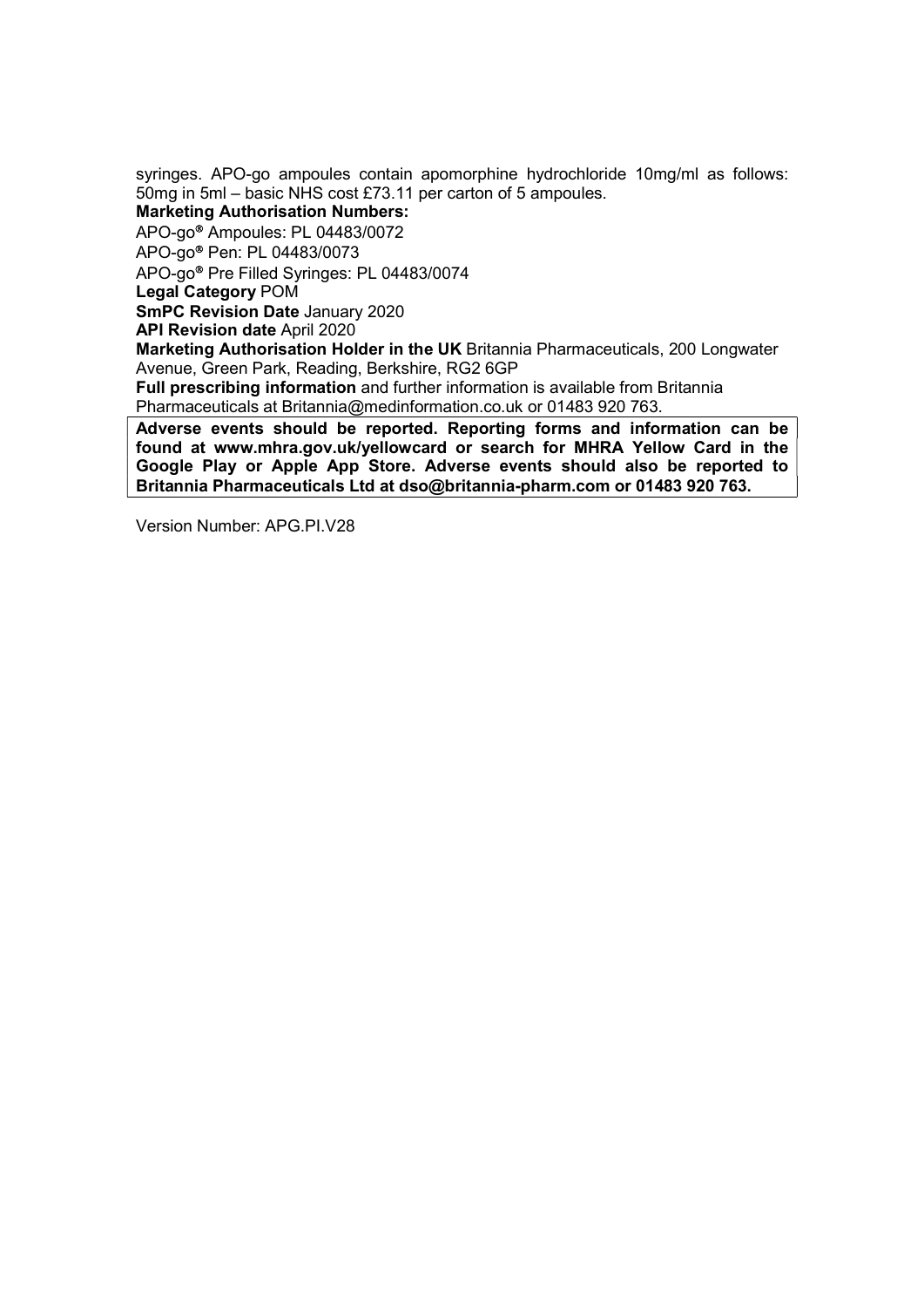syringes. APO-go ampoules contain apomorphine hydrochloride 10mg/ml as follows: 50mg in 5ml – basic NHS cost £73.11 per carton of 5 ampoules.

**Marketing Authorisation Numbers:**

APO-go® Ampoules: PL 04483/0072

APO-go® Pen: PL 04483/0073

APO-go® Pre Filled Syringes: PL 04483/0074

**Legal Category** POM

**SmPC Revision Date** January 2020

**API Revision date** April 2020

**Marketing Authorisation Holder in the UK** Britannia Pharmaceuticals, 200 Longwater Avenue, Green Park, Reading, Berkshire, RG2 6GP

**Full prescribing information** and further information is available from Britannia Pharmaceuticals at Britannia@medinformation.co.uk or 01483 920 763.

**Adverse events should be reported. Reporting forms and information can be found at www.mhra.gov.uk/yellowcard or search for MHRA Yellow Card in the Google Play or Apple App Store. Adverse events should also be reported to Britannia Pharmaceuticals Ltd at dso@britannia-pharm.com or 01483 920 763.**

Version Number: APG.PI.V28